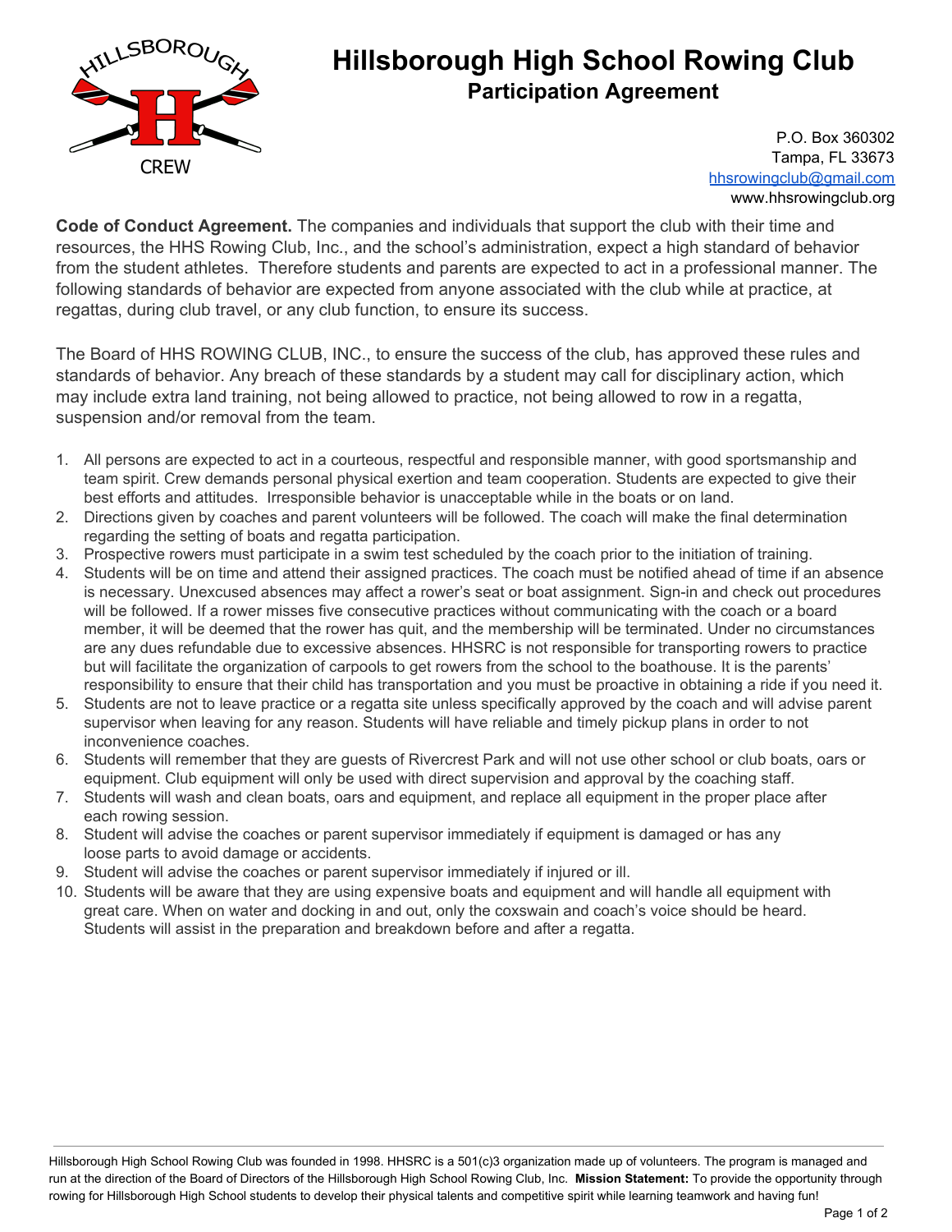# Hillsborough High School Rowing Club

## Participation Agreement

P.O. Box 360302
Tampa, FL 33673
hhsrowingclub@gmail.com
www.hhsrowingclub.org

**Code of Conduct Agreement.** The companies and individuals that support the club with their time and resources, the HHS Rowing Club, Inc., and the school's administration, expect a high standard of behavior from the student athletes. Therefore students and parents are expected to act in a professional manner. The following standards of behavior are expected from anyone associated with the club while at practice, at regattas, during club travel, or any club function, to ensure its success.

The Board of HHS ROWING CLUB, INC., to ensure the success of the club, has approved these rules and standards of behavior. Any breach of these standards by a student may call for disciplinary action, which may include extra land training, not being allowed to practice, not being allowed to row in a regatta, suspension and/or removal from the team.

1. All persons are expected to act in a courteous, respectful and responsible manner, with good sportsmanship and team spirit. Crew demands personal physical exertion and team cooperation. Students are expected to give their best efforts and attitudes. Irresponsible behavior is unacceptable while in the boats or on land.
2. Directions given by coaches and parent volunteers will be followed. The coach will make the final determination regarding the setting of boats and regatta participation.
3. Prospective rowers must participate in a swim test scheduled by the coach prior to the initiation of training.
4. Students will be on time and attend their assigned practices. The coach must be notified ahead of time if an absence is necessary. Unexcused absences may affect a rower's seat or boat assignment. Sign-in and check out procedures will be followed. If a rower misses five consecutive practices without communicating with the coach or a board member, it will be deemed that the rower has quit, and the membership will be terminated. Under no circumstances are any dues refundable due to excessive absences. HHSRC is not responsible for transporting rowers to practice but will facilitate the organization of carpools to get rowers from the school to the boathouse. It is the parents' responsibility to ensure that their child has transportation and you must be proactive in obtaining a ride if you need it.
5. Students are not to leave practice or a regatta site unless specifically approved by the coach and will advise parent supervisor when leaving for any reason. Students will have reliable and timely pickup plans in order to not inconvenience coaches.
6. Students will remember that they are guests of Rivercrest Park and will not use other school or club boats, oars or equipment. Club equipment will only be used with direct supervision and approval by the coaching staff.
7. Students will wash and clean boats, oars and equipment, and replace all equipment in the proper place after each rowing session.
8. Student will advise the coaches or parent supervisor immediately if equipment is damaged or has any loose parts to avoid damage or accidents.
9. Student will advise the coaches or parent supervisor immediately if injured or ill.
10. Students will be aware that they are using expensive boats and equipment and will handle all equipment with great care. When on water and docking in and out, only the coxswain and coach's voice should be heard. Students will assist in the preparation and breakdown before and after a regatta.

---

Hillsborough High School Rowing Club was founded in 1998. HHSRC is a 501(c)3 organization made up of volunteers. The program is managed and run at the direction of the Board of Directors of the Hillsborough High School Rowing Club, Inc. **Mission Statement:** To provide the opportunity through rowing for Hillsborough High School students to develop their physical talents and competitive spirit while learning teamwork and having fun!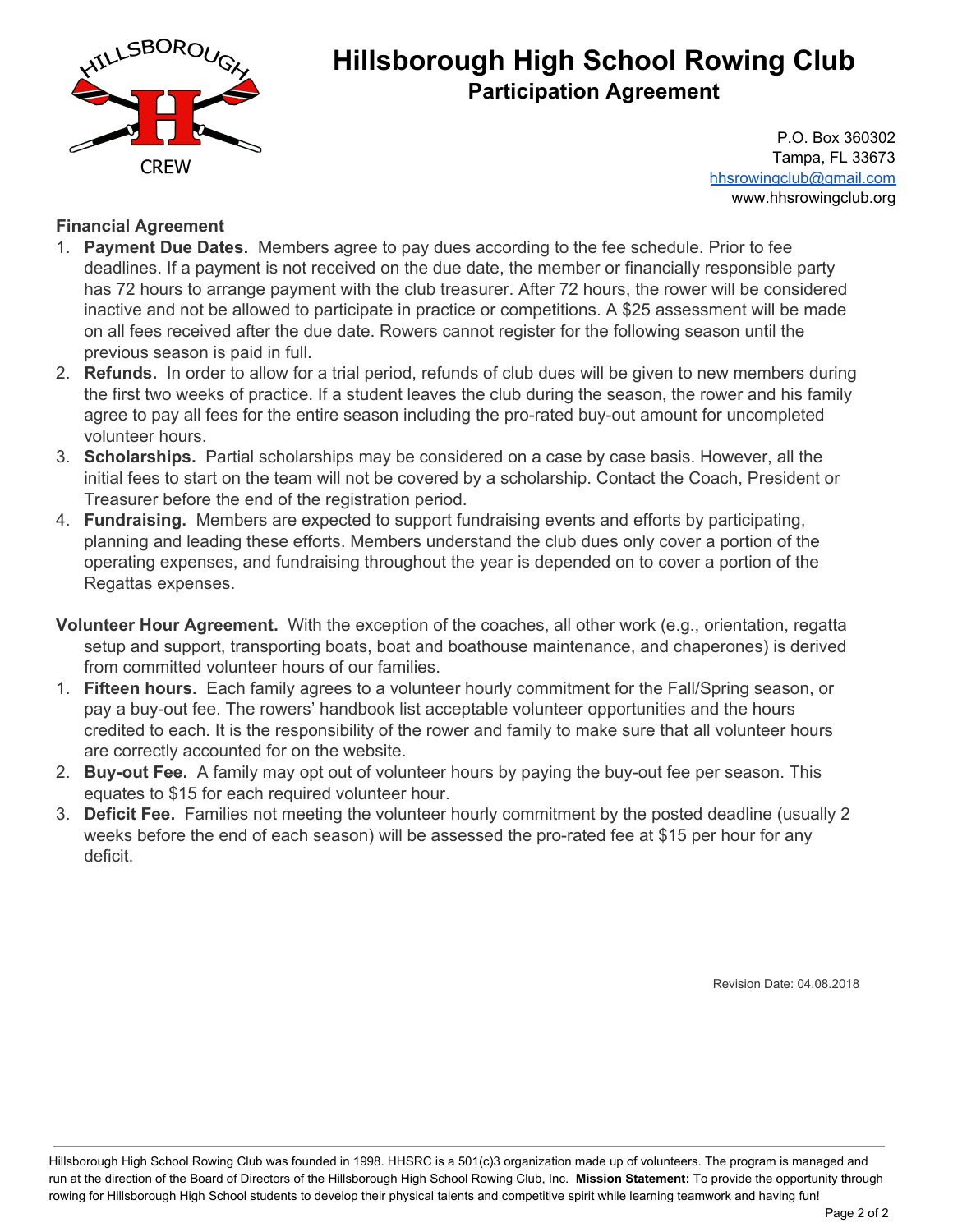# Hillsborough High School Rowing Club

## Participation Agreement

P.O. Box 360302
Tampa, FL 33673
hhsrowingclub@gmail.com
www.hhsrowingclub.org

### Financial Agreement

1. **Payment Due Dates.** Members agree to pay dues according to the fee schedule. Prior to fee deadlines. If a payment is not received on the due date, the member or financially responsible party has 72 hours to arrange payment with the club treasurer. After 72 hours, the rower will be considered inactive and not be allowed to participate in practice or competitions. A $25 assessment will be made on all fees received after the due date. Rowers cannot register for the following season until the previous season is paid in full.
2. **Refunds.** In order to allow for a trial period, refunds of club dues will be given to new members during the first two weeks of practice. If a student leaves the club during the season, the rower and his family agree to pay all fees for the entire season including the pro-rated buy-out amount for uncompleted volunteer hours.
3. **Scholarships.** Partial scholarships may be considered on a case by case basis. However, all the initial fees to start on the team will not be covered by a scholarship. Contact the Coach, President or Treasurer before the end of the registration period.
4. **Fundraising.** Members are expected to support fundraising events and efforts by participating, planning and leading these efforts. Members understand the club dues only cover a portion of the operating expenses, and fundraising throughout the year is depended on to cover a portion of the Regattas expenses.

**Volunteer Hour Agreement.** With the exception of the coaches, all other work (e.g., orientation, regatta setup and support, transporting boats, boat and boathouse maintenance, and chaperones) is derived from committed volunteer hours of our families.

1. **Fifteen hours.** Each family agrees to a volunteer hourly commitment for the Fall/Spring season, or pay a buy-out fee. The rowers' handbook list acceptable volunteer opportunities and the hours credited to each. It is the responsibility of the rower and family to make sure that all volunteer hours are correctly accounted for on the website.
2. **Buy-out Fee.** A family may opt out of volunteer hours by paying the buy-out fee per season. This equates to $15 for each required volunteer hour.
3. **Deficit Fee.** Families not meeting the volunteer hourly commitment by the posted deadline (usually 2 weeks before the end of each season) will be assessed the pro-rated fee at $15 per hour for any deficit.

Revision Date: 04.08.2018

Hillsborough High School Rowing Club was founded in 1998. HHSRC is a 501(c)3 organization made up of volunteers. The program is managed and run at the direction of the Board of Directors of the Hillsborough High School Rowing Club, Inc. **Mission Statement:** To provide the opportunity through rowing for Hillsborough High School students to develop their physical talents and competitive spirit while learning teamwork and having fun!